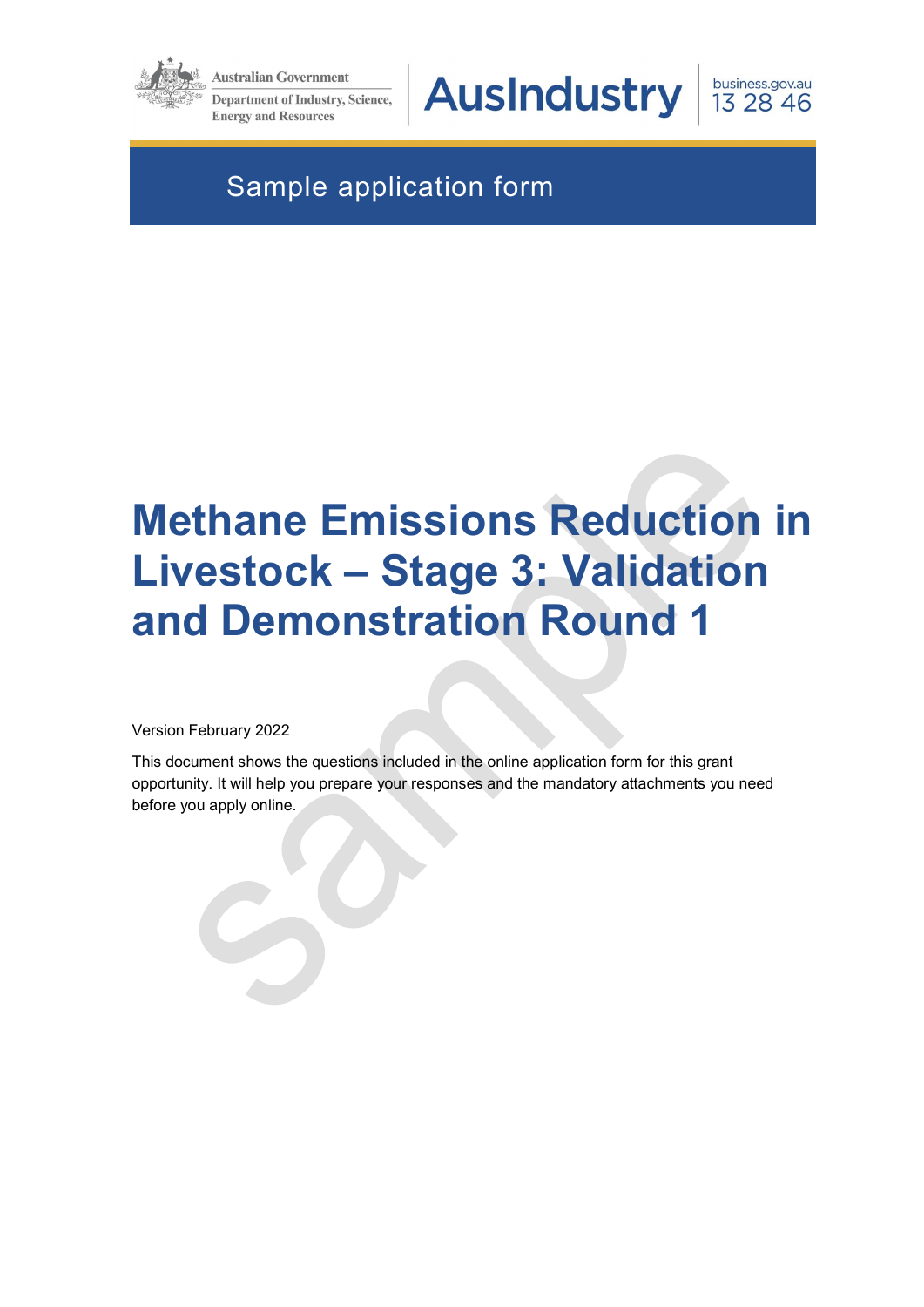Australian Government

Department of Industry, Science, Energy and Resources

AusIndustry

business.gov.au 13 28 46

Sample application form

# Methane Emissions Reduction in Livestock – Stage 3: Validation and Demonstration Round 1

Version February 2022

This document shows the questions included in the online application form for this grant opportunity. It will help you prepare your responses and the mandatory attachments you need before you apply online.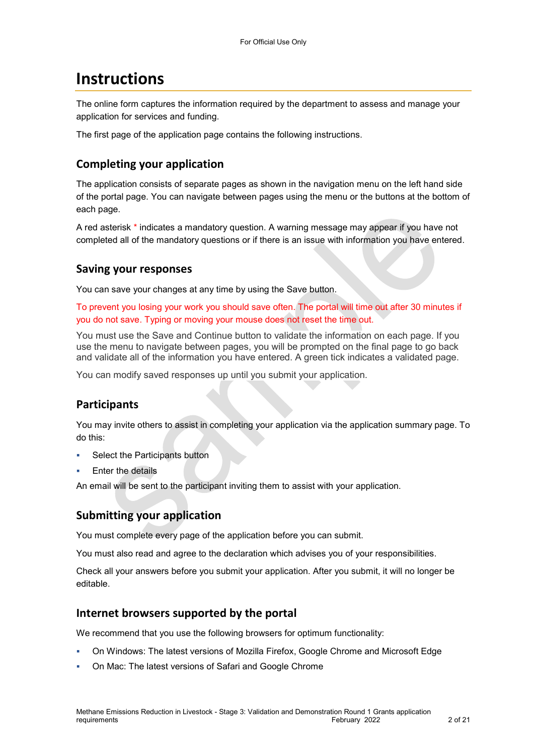# Instructions

The online form captures the information required by the department to assess and manage your application for services and funding.

The first page of the application page contains the following instructions.

## Completing your application

The application consists of separate pages as shown in the navigation menu on the left hand side of the portal page. You can navigate between pages using the menu or the buttons at the bottom of each page.

A red asterisk * indicates a mandatory question. A warning message may appear if you have not completed all of the mandatory questions or if there is an issue with information you have entered.

## Saving your responses

You can save your changes at any time by using the Save button.

To prevent you losing your work you should save often. The portal will time out after 30 minutes if you do not save. Typing or moving your mouse does not reset the time out.

You must use the Save and Continue button to validate the information on each page. If you use the menu to navigate between pages, you will be prompted on the final page to go back and validate all of the information you have entered. A green tick indicates a validated page.

You can modify saved responses up until you submit your application.

## Participants

You may invite others to assist in completing your application via the application summary page. To do this:

- Select the Participants button
- Enter the details

An email will be sent to the participant inviting them to assist with your application.

## Submitting your application

You must complete every page of the application before you can submit.

You must also read and agree to the declaration which advises you of your responsibilities.

Check all your answers before you submit your application. After you submit, it will no longer be editable.

## Internet browsers supported by the portal

We recommend that you use the following browsers for optimum functionality:

- On Windows: The latest versions of Mozilla Firefox, Google Chrome and Microsoft Edge
- On Mac: The latest versions of Safari and Google Chrome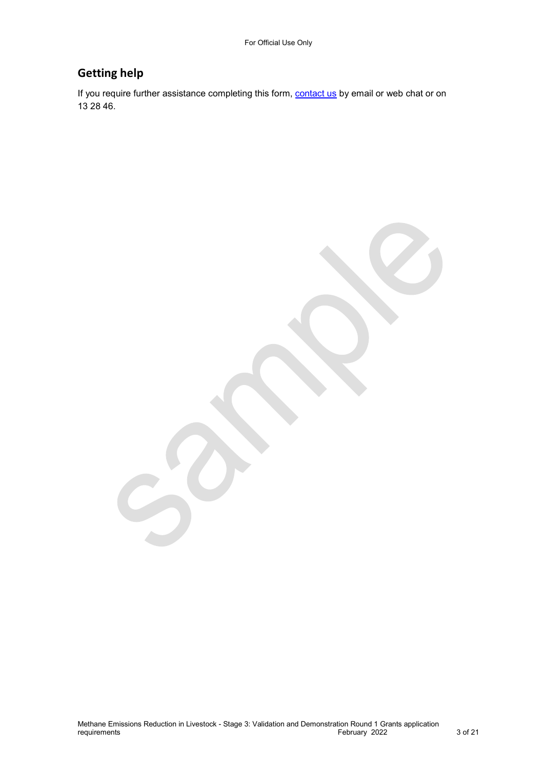## Getting help

If you require further assistance completing this form, [contact us](contact us) by email or web chat or on 13 28 46.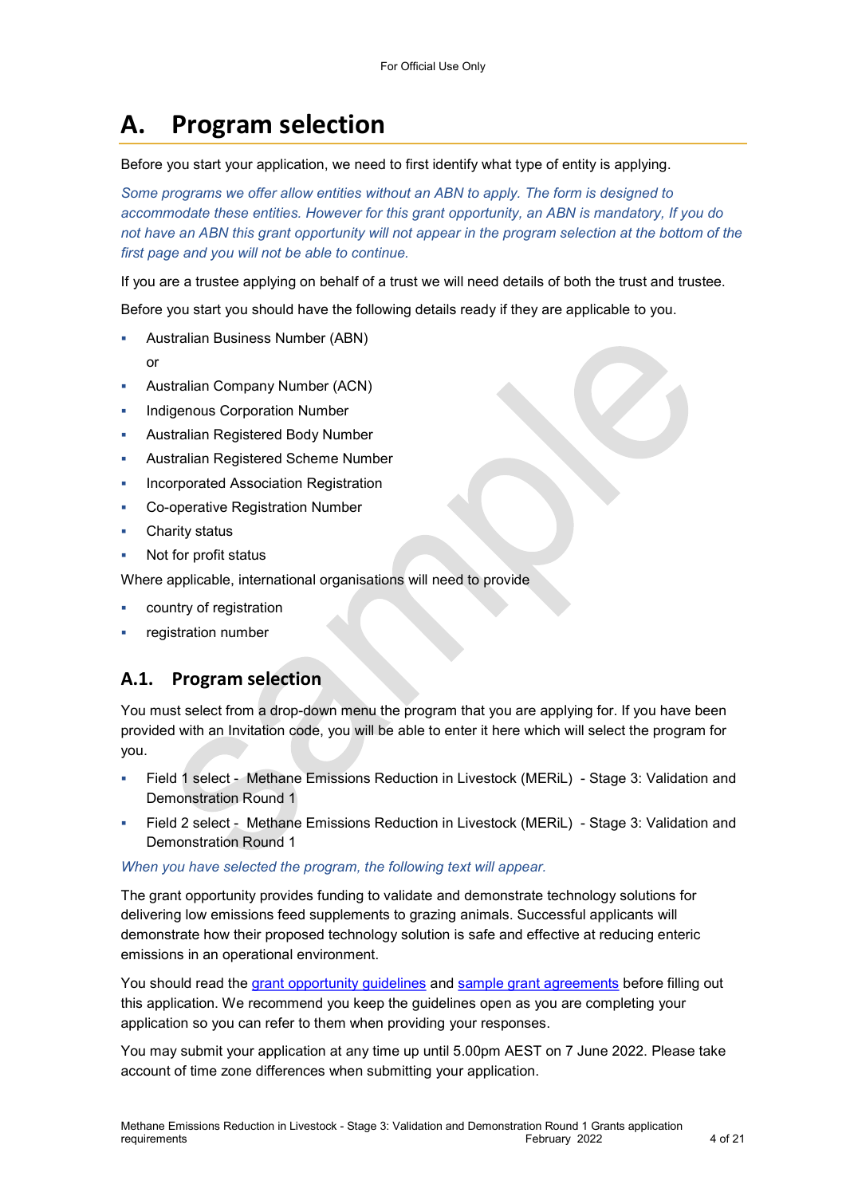# A. Program selection

Before you start your application, we need to first identify what type of entity is applying.

*Some programs we offer allow entities without an ABN to apply. The form is designed to accommodate these entities. However for this grant opportunity, an ABN is mandatory, If you do not have an ABN this grant opportunity will not appear in the program selection at the bottom of the first page and you will not be able to continue.*

If you are a trustee applying on behalf of a trust we will need details of both the trust and trustee.

Before you start you should have the following details ready if they are applicable to you.

- Australian Business Number (ABN)
  
  or
- Australian Company Number (ACN)
- Indigenous Corporation Number
- Australian Registered Body Number
- Australian Registered Scheme Number
- Incorporated Association Registration
- Co-operative Registration Number
- Charity status
- Not for profit status

Where applicable, international organisations will need to provide

- country of registration
- registration number

## A.1. Program selection

You must select from a drop-down menu the program that you are applying for. If you have been provided with an Invitation code, you will be able to enter it here which will select the program for you.

- Field 1 select - Methane Emissions Reduction in Livestock (MERiL) - Stage 3: Validation and Demonstration Round 1
- Field 2 select - Methane Emissions Reduction in Livestock (MERiL) - Stage 3: Validation and Demonstration Round 1

*When you have selected the program, the following text will appear.*

The grant opportunity provides funding to validate and demonstrate technology solutions for delivering low emissions feed supplements to grazing animals. Successful applicants will demonstrate how their proposed technology solution is safe and effective at reducing enteric emissions in an operational environment.

You should read the grant opportunity guidelines and sample grant agreements before filling out this application. We recommend you keep the guidelines open as you are completing your application so you can refer to them when providing your responses.

You may submit your application at any time up until 5.00pm AEST on 7 June 2022. Please take account of time zone differences when submitting your application.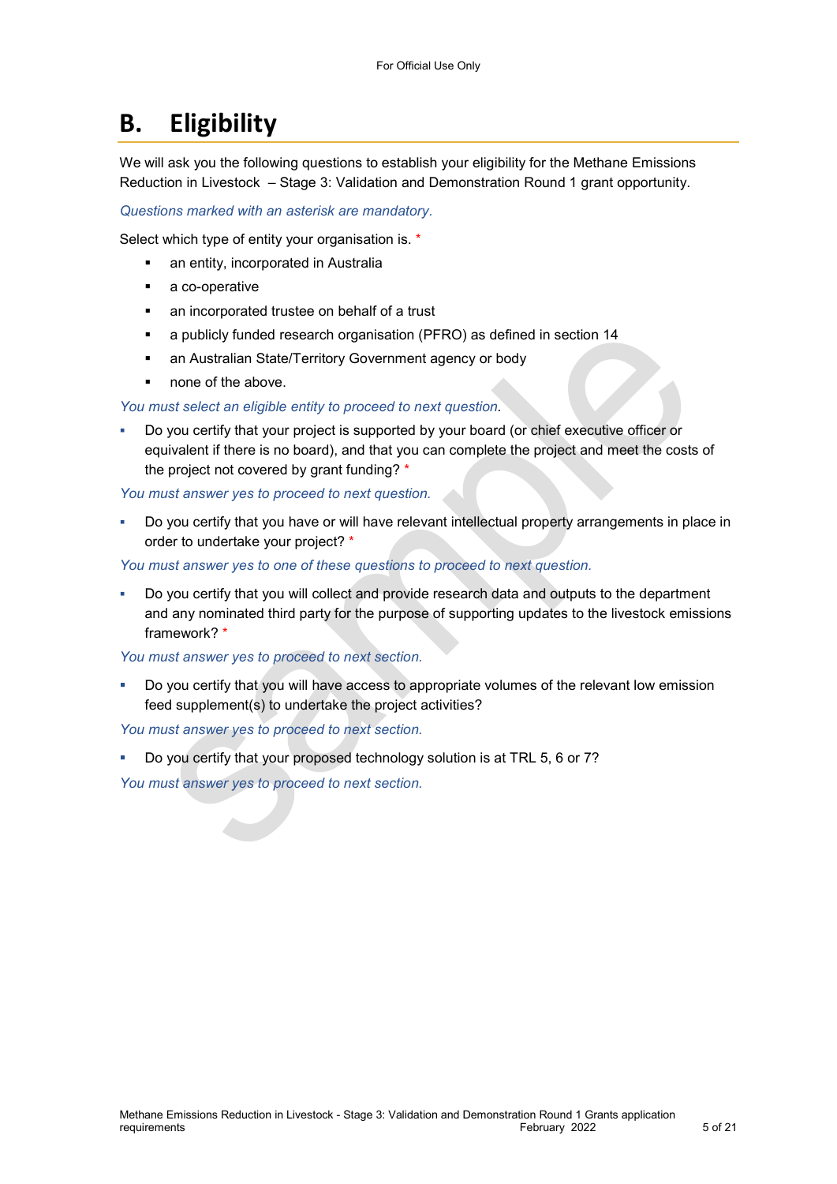# B. Eligibility

We will ask you the following questions to establish your eligibility for the Methane Emissions Reduction in Livestock – Stage 3: Validation and Demonstration Round 1 grant opportunity.

*Questions marked with an asterisk are mandatory.*

Select which type of entity your organisation is. *

- an entity, incorporated in Australia
- a co-operative
- an incorporated trustee on behalf of a trust
- a publicly funded research organisation (PFRO) as defined in section 14
- an Australian State/Territory Government agency or body
- none of the above.

*You must select an eligible entity to proceed to next question.*

- Do you certify that your project is supported by your board (or chief executive officer or equivalent if there is no board), and that you can complete the project and meet the costs of the project not covered by grant funding? *

*You must answer yes to proceed to next question.*

- Do you certify that you have or will have relevant intellectual property arrangements in place in order to undertake your project? *

*You must answer yes to one of these questions to proceed to next question.*

- Do you certify that you will collect and provide research data and outputs to the department and any nominated third party for the purpose of supporting updates to the livestock emissions framework? *

*You must answer yes to proceed to next section.*

- Do you certify that you will have access to appropriate volumes of the relevant low emission feed supplement(s) to undertake the project activities?

*You must answer yes to proceed to next section.*

- Do you certify that your proposed technology solution is at TRL 5, 6 or 7?

*You must answer yes to proceed to next section.*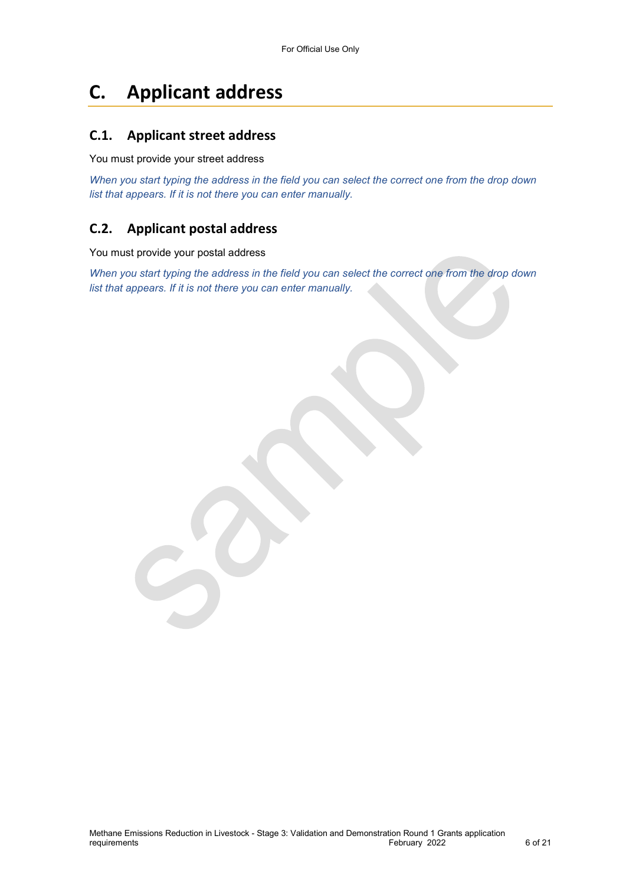# C. Applicant address

## C.1. Applicant street address

You must provide your street address

*When you start typing the address in the field you can select the correct one from the drop down list that appears. If it is not there you can enter manually.*

## C.2. Applicant postal address

You must provide your postal address

*When you start typing the address in the field you can select the correct one from the drop down list that appears. If it is not there you can enter manually.*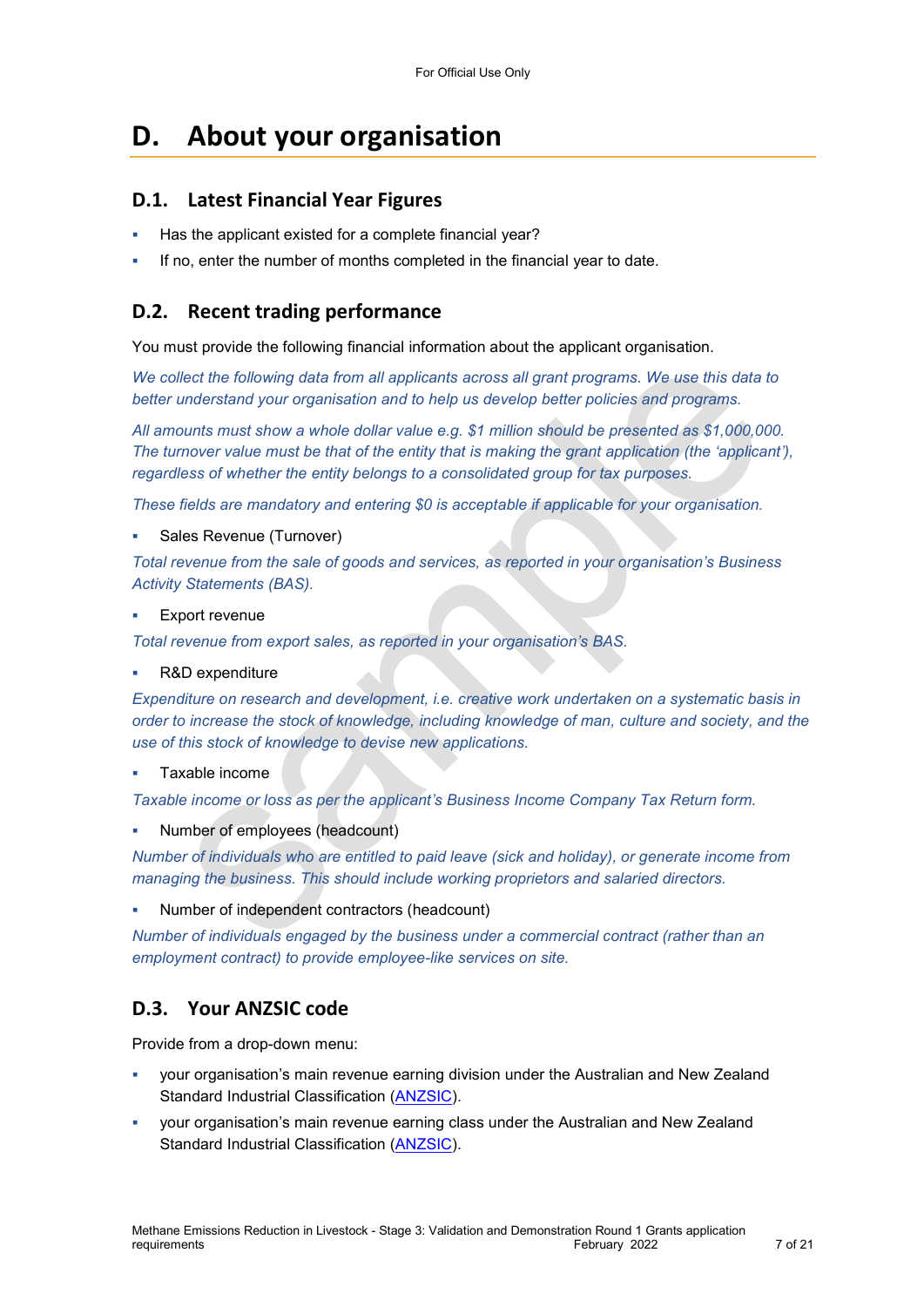# D. About your organisation

## D.1. Latest Financial Year Figures

- Has the applicant existed for a complete financial year?
- If no, enter the number of months completed in the financial year to date.

## D.2. Recent trading performance

You must provide the following financial information about the applicant organisation.

*We collect the following data from all applicants across all grant programs. We use this data to better understand your organisation and to help us develop better policies and programs.*

*All amounts must show a whole dollar value e.g. $1 million should be presented as $1,000,000. The turnover value must be that of the entity that is making the grant application (the 'applicant'), regardless of whether the entity belongs to a consolidated group for tax purposes.*

*These fields are mandatory and entering $0 is acceptable if applicable for your organisation.*

- Sales Revenue (Turnover)

*Total revenue from the sale of goods and services, as reported in your organisation's Business Activity Statements (BAS).*

- Export revenue

*Total revenue from export sales, as reported in your organisation's BAS.*

- R&D expenditure

*Expenditure on research and development, i.e. creative work undertaken on a systematic basis in order to increase the stock of knowledge, including knowledge of man, culture and society, and the use of this stock of knowledge to devise new applications.*

- Taxable income

*Taxable income or loss as per the applicant's Business Income Company Tax Return form.*

- Number of employees (headcount)

*Number of individuals who are entitled to paid leave (sick and holiday), or generate income from managing the business. This should include working proprietors and salaried directors.*

- Number of independent contractors (headcount)

*Number of individuals engaged by the business under a commercial contract (rather than an employment contract) to provide employee-like services on site.*

## D.3. Your ANZSIC code

Provide from a drop-down menu:

- your organisation's main revenue earning division under the Australian and New Zealand Standard Industrial Classification (ANZSIC).
- your organisation's main revenue earning class under the Australian and New Zealand Standard Industrial Classification (ANZSIC).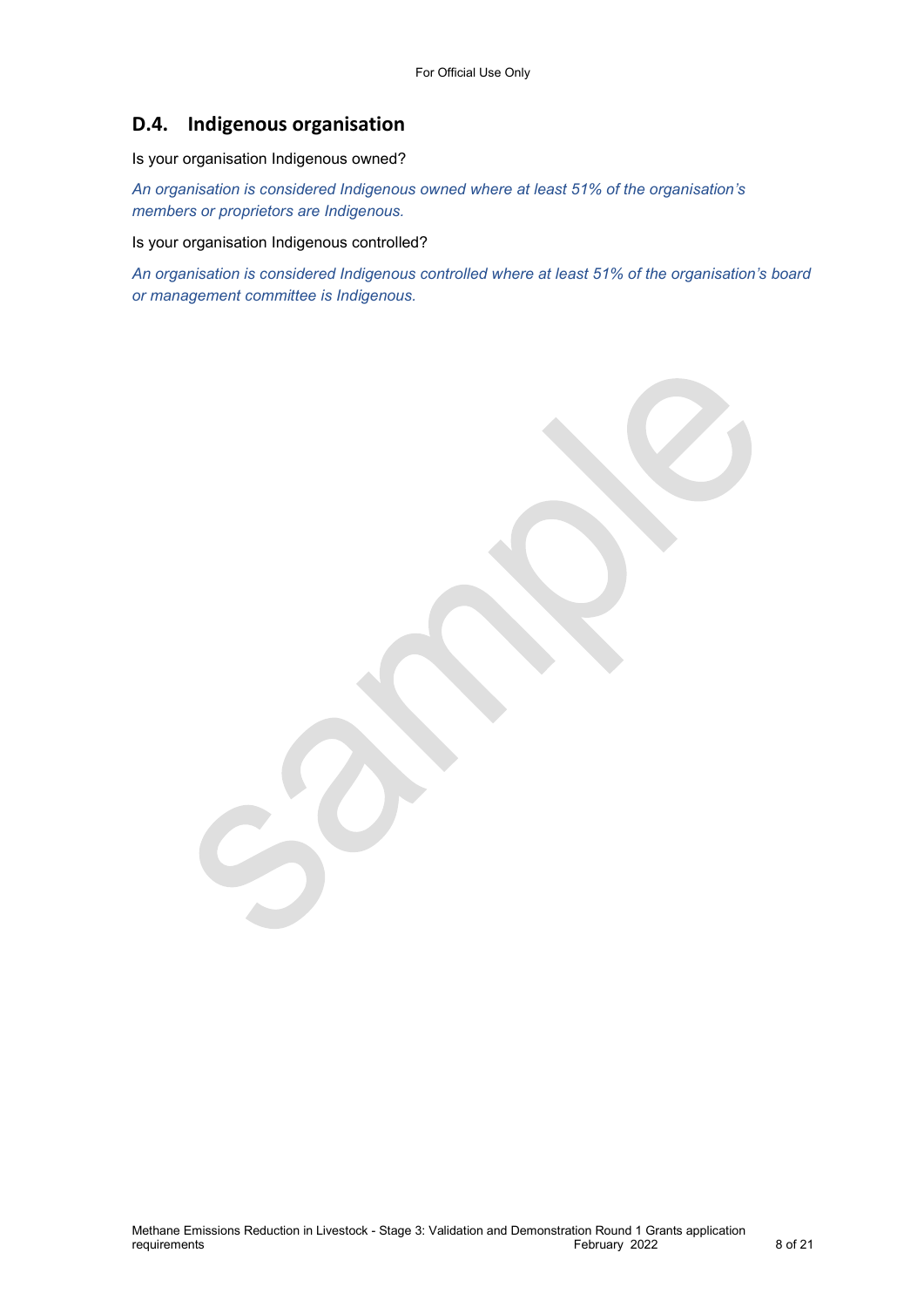## D.4. Indigenous organisation

Is your organisation Indigenous owned?

*An organisation is considered Indigenous owned where at least 51% of the organisation's members or proprietors are Indigenous.*

Is your organisation Indigenous controlled?

*An organisation is considered Indigenous controlled where at least 51% of the organisation's board or management committee is Indigenous.*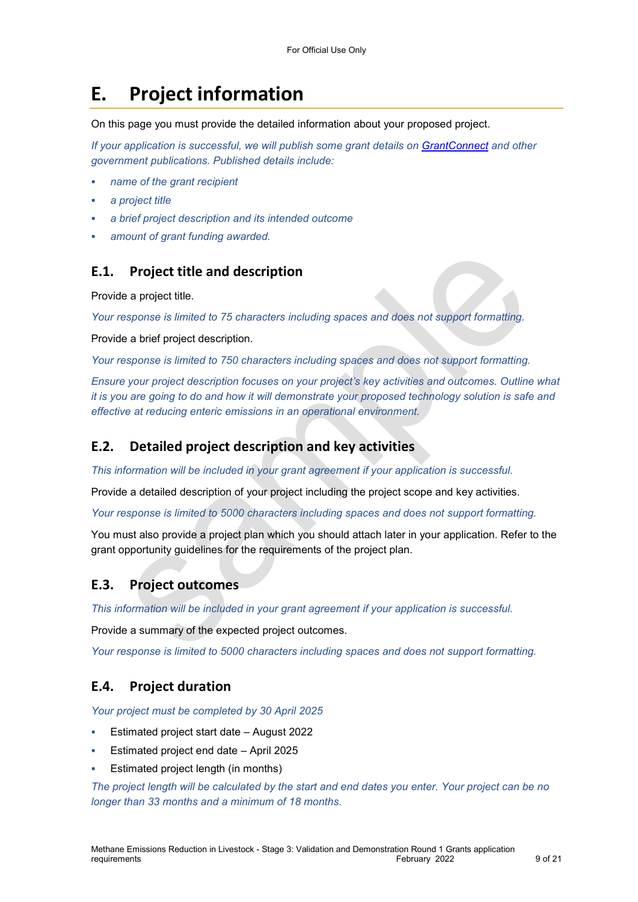# E. Project information

On this page you must provide the detailed information about your proposed project.

*If your application is successful, we will publish some grant details on [GrantConnect](GrantConnect) and other government publications. Published details include:*

- *name of the grant recipient*
- *a project title*
- *a brief project description and its intended outcome*
- *amount of grant funding awarded.*

## E.1. Project title and description

Provide a project title.

*Your response is limited to 75 characters including spaces and does not support formatting.*

Provide a brief project description.

*Your response is limited to 750 characters including spaces and does not support formatting.*

*Ensure your project description focuses on your project's key activities and outcomes. Outline what it is you are going to do and how it will demonstrate your proposed technology solution is safe and effective at reducing enteric emissions in an operational environment.*

## E.2. Detailed project description and key activities

*This information will be included in your grant agreement if your application is successful.*

Provide a detailed description of your project including the project scope and key activities.

*Your response is limited to 5000 characters including spaces and does not support formatting.*

You must also provide a project plan which you should attach later in your application. Refer to the grant opportunity guidelines for the requirements of the project plan.

## E.3. Project outcomes

*This information will be included in your grant agreement if your application is successful.*

Provide a summary of the expected project outcomes.

*Your response is limited to 5000 characters including spaces and does not support formatting.*

## E.4. Project duration

*Your project must be completed by 30 April 2025*

- Estimated project start date – August 2022
- Estimated project end date – April 2025
- Estimated project length (in months)

*The project length will be calculated by the start and end dates you enter. Your project can be no longer than 33 months and a minimum of 18 months.*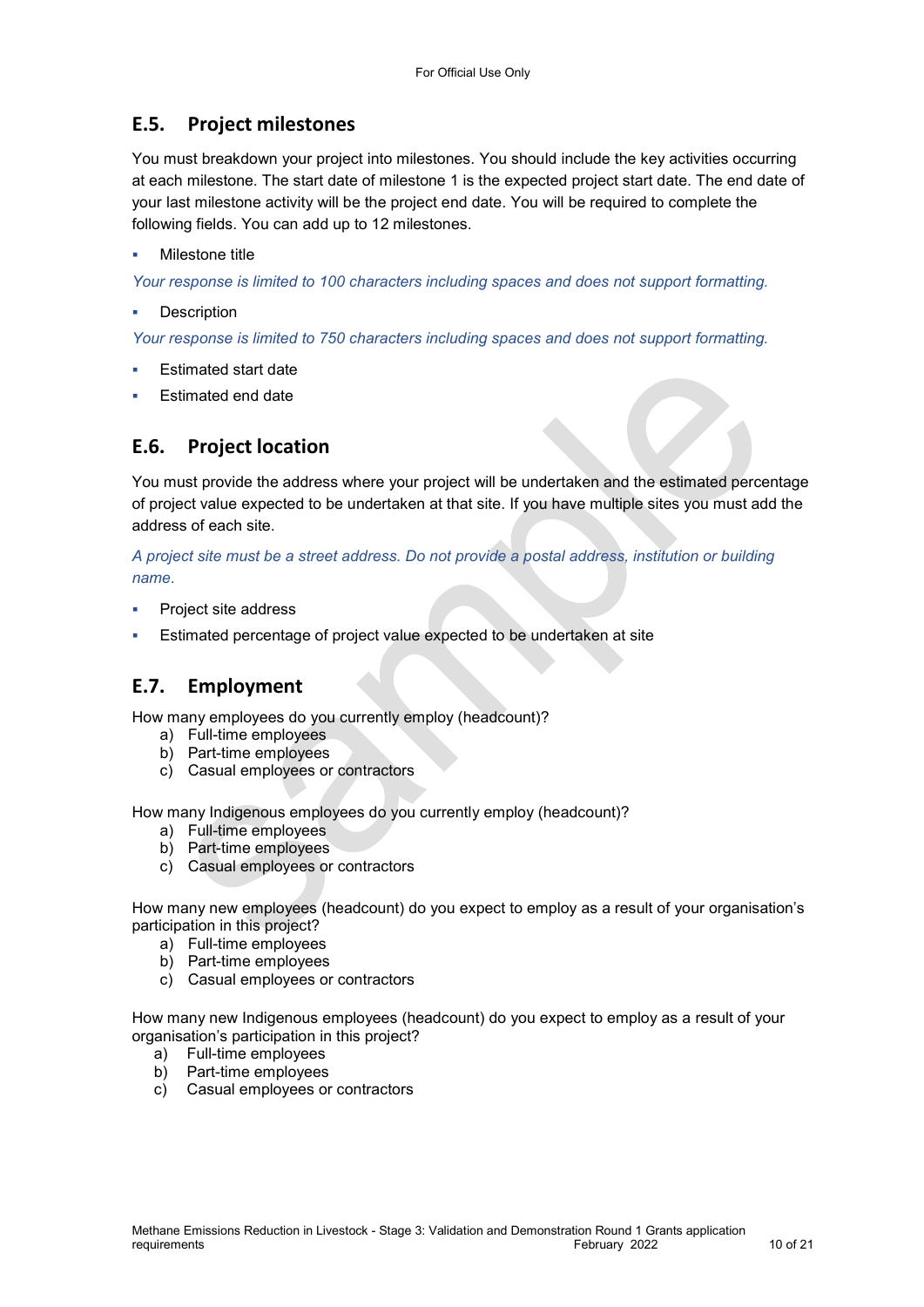## E.5. Project milestones

You must breakdown your project into milestones. You should include the key activities occurring at each milestone. The start date of milestone 1 is the expected project start date. The end date of your last milestone activity will be the project end date. You will be required to complete the following fields. You can add up to 12 milestones.

- Milestone title

*Your response is limited to 100 characters including spaces and does not support formatting.*

- Description

*Your response is limited to 750 characters including spaces and does not support formatting.*

- Estimated start date
- Estimated end date

## E.6. Project location

You must provide the address where your project will be undertaken and the estimated percentage of project value expected to be undertaken at that site. If you have multiple sites you must add the address of each site.

*A project site must be a street address. Do not provide a postal address, institution or building name.*

- Project site address
- Estimated percentage of project value expected to be undertaken at site

## E.7. Employment

How many employees do you currently employ (headcount)?

a) Full-time employees
b) Part-time employees
c) Casual employees or contractors

How many Indigenous employees do you currently employ (headcount)?

a) Full-time employees
b) Part-time employees
c) Casual employees or contractors

How many new employees (headcount) do you expect to employ as a result of your organisation's participation in this project?

a) Full-time employees
b) Part-time employees
c) Casual employees or contractors

How many new Indigenous employees (headcount) do you expect to employ as a result of your organisation's participation in this project?

a) Full-time employees
b) Part-time employees
c) Casual employees or contractors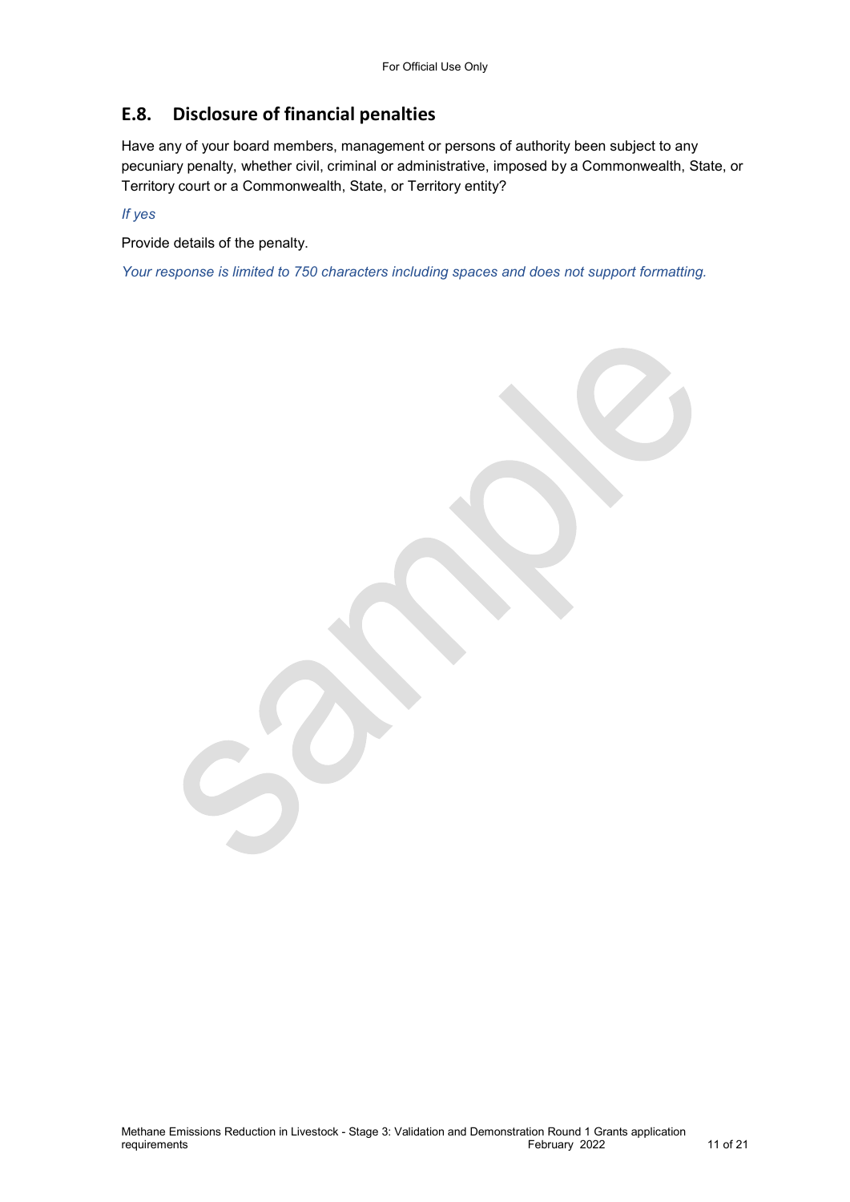## E.8. Disclosure of financial penalties

Have any of your board members, management or persons of authority been subject to any pecuniary penalty, whether civil, criminal or administrative, imposed by a Commonwealth, State, or Territory court or a Commonwealth, State, or Territory entity?

*If yes*

Provide details of the penalty.

*Your response is limited to 750 characters including spaces and does not support formatting.*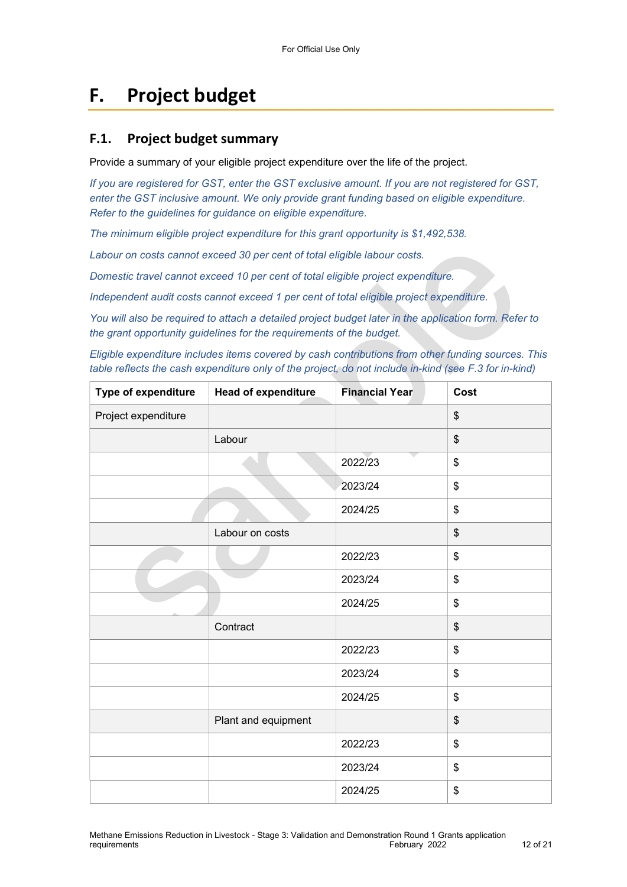# F. Project budget

## F.1. Project budget summary

Provide a summary of your eligible project expenditure over the life of the project.

*If you are registered for GST, enter the GST exclusive amount. If you are not registered for GST, enter the GST inclusive amount. We only provide grant funding based on eligible expenditure. Refer to the guidelines for guidance on eligible expenditure.*

*The minimum eligible project expenditure for this grant opportunity is $1,492,538.*

*Labour on costs cannot exceed 30 per cent of total eligible labour costs.*

*Domestic travel cannot exceed 10 per cent of total eligible project expenditure.*

*Independent audit costs cannot exceed 1 per cent of total eligible project expenditure.*

*You will also be required to attach a detailed project budget later in the application form. Refer to the grant opportunity guidelines for the requirements of the budget.*

*Eligible expenditure includes items covered by cash contributions from other funding sources. This table reflects the cash expenditure only of the project, do not include in-kind (see F.3 for in-kind)*

| Type of expenditure | Head of expenditure | Financial Year | Cost |
|---|---|---|---|
| Project expenditure | | | $ |
| | Labour | | $ |
| | | 2022/23 | $ |
| | | 2023/24 | $ |
| | | 2024/25 | $ |
| | Labour on costs | | $ |
| | | 2022/23 | $ |
| | | 2023/24 | $ |
| | | 2024/25 | $ |
| | Contract | | $ |
| | | 2022/23 | $ |
| | | 2023/24 | $ |
| | | 2024/25 | $ |
| | Plant and equipment | | $ |
| | | 2022/23 | $ |
| | | 2023/24 | $ |
| | | 2024/25 | $ |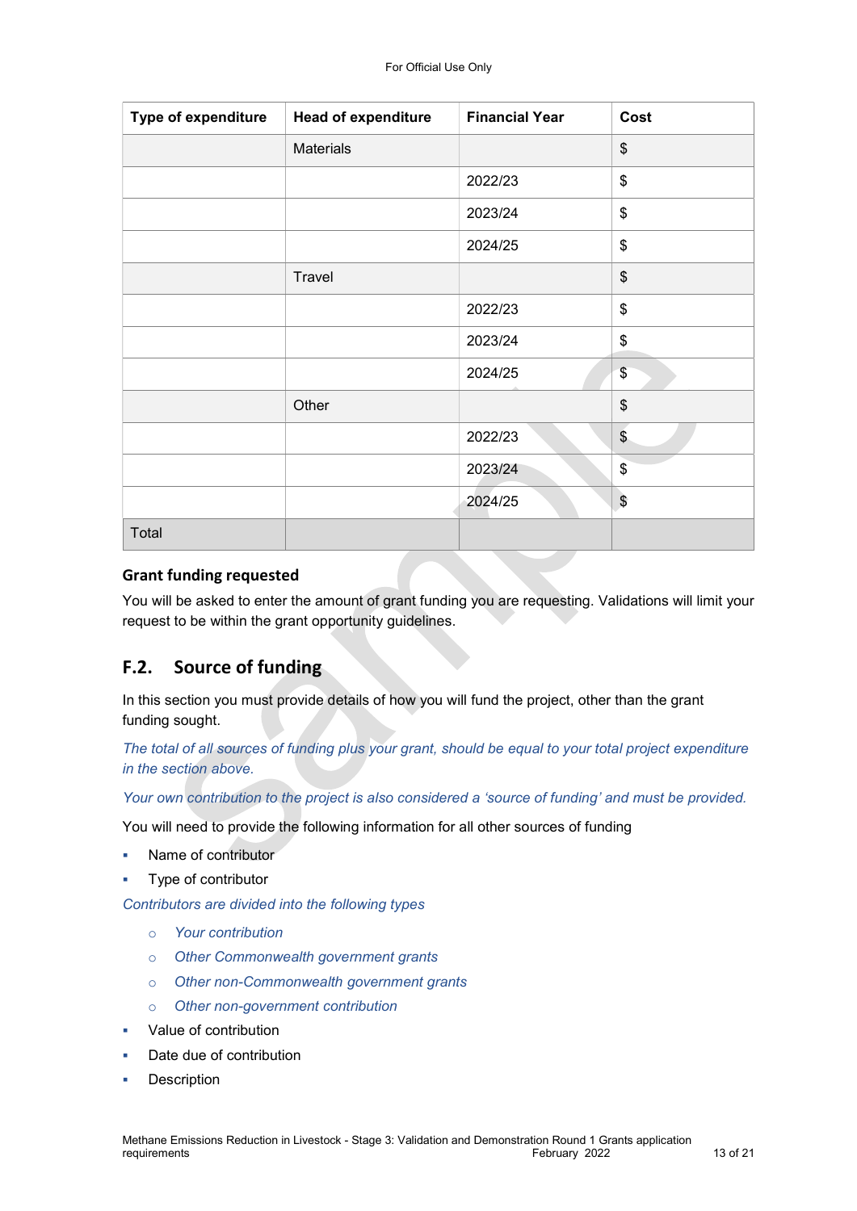For Official Use Only

| Type of expenditure | Head of expenditure | Financial Year | Cost |
|---|---|---|---|
| | Materials | | $ |
| | | 2022/23 | $ |
| | | 2023/24 | $ |
| | | 2024/25 | $ |
| | Travel | | $ |
| | | 2022/23 | $ |
| | | 2023/24 | $ |
| | | 2024/25 | $ |
| | Other | | $ |
| | | 2022/23 | $ |
| | | 2023/24 | $ |
| | | 2024/25 | $ |
| Total | | | |

### Grant funding requested

You will be asked to enter the amount of grant funding you are requesting. Validations will limit your request to be within the grant opportunity guidelines.

## F.2. Source of funding

In this section you must provide details of how you will fund the project, other than the grant funding sought.

*The total of all sources of funding plus your grant, should be equal to your total project expenditure in the section above.*

*Your own contribution to the project is also considered a 'source of funding' and must be provided.*

You will need to provide the following information for all other sources of funding

- Name of contributor
- Type of contributor

*Contributors are divided into the following types*

- *Your contribution*
- *Other Commonwealth government grants*
- *Other non-Commonwealth government grants*
- *Other non-government contribution*

- Value of contribution
- Date due of contribution
- Description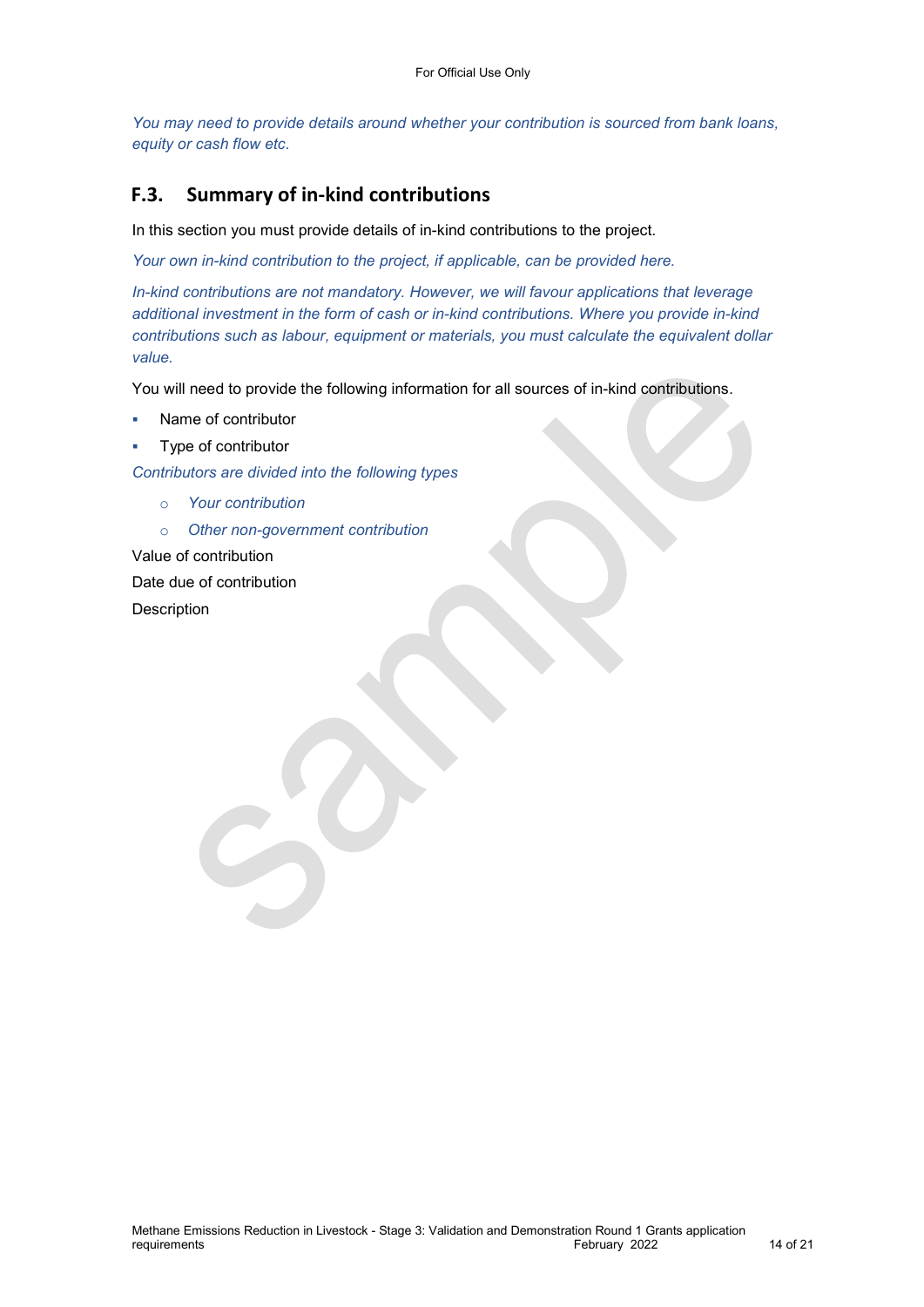*You may need to provide details around whether your contribution is sourced from bank loans, equity or cash flow etc.*

## F.3. Summary of in-kind contributions

In this section you must provide details of in-kind contributions to the project.

*Your own in-kind contribution to the project, if applicable, can be provided here.*

*In-kind contributions are not mandatory. However, we will favour applications that leverage additional investment in the form of cash or in-kind contributions. Where you provide in-kind contributions such as labour, equipment or materials, you must calculate the equivalent dollar value.*

You will need to provide the following information for all sources of in-kind contributions.

- Name of contributor
- Type of contributor

*Contributors are divided into the following types*

  - *Your contribution*
  - *Other non-government contribution*

Value of contribution

Date due of contribution

Description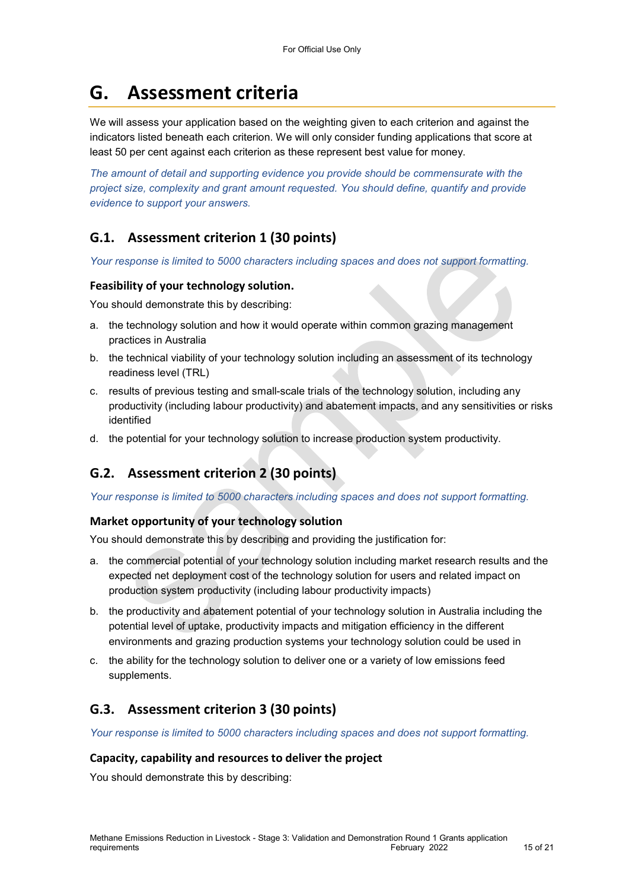# G. Assessment criteria

We will assess your application based on the weighting given to each criterion and against the indicators listed beneath each criterion. We will only consider funding applications that score at least 50 per cent against each criterion as these represent best value for money.

*The amount of detail and supporting evidence you provide should be commensurate with the project size, complexity and grant amount requested. You should define, quantify and provide evidence to support your answers.*

## G.1. Assessment criterion 1 (30 points)

*Your response is limited to 5000 characters including spaces and does not support formatting.*

### Feasibility of your technology solution.

You should demonstrate this by describing:

a. the technology solution and how it would operate within common grazing management practices in Australia
b. the technical viability of your technology solution including an assessment of its technology readiness level (TRL)
c. results of previous testing and small-scale trials of the technology solution, including any productivity (including labour productivity) and abatement impacts, and any sensitivities or risks identified
d. the potential for your technology solution to increase production system productivity.

## G.2. Assessment criterion 2 (30 points)

*Your response is limited to 5000 characters including spaces and does not support formatting.*

### Market opportunity of your technology solution

You should demonstrate this by describing and providing the justification for:

a. the commercial potential of your technology solution including market research results and the expected net deployment cost of the technology solution for users and related impact on production system productivity (including labour productivity impacts)
b. the productivity and abatement potential of your technology solution in Australia including the potential level of uptake, productivity impacts and mitigation efficiency in the different environments and grazing production systems your technology solution could be used in
c. the ability for the technology solution to deliver one or a variety of low emissions feed supplements.

## G.3. Assessment criterion 3 (30 points)

*Your response is limited to 5000 characters including spaces and does not support formatting.*

### Capacity, capability and resources to deliver the project

You should demonstrate this by describing: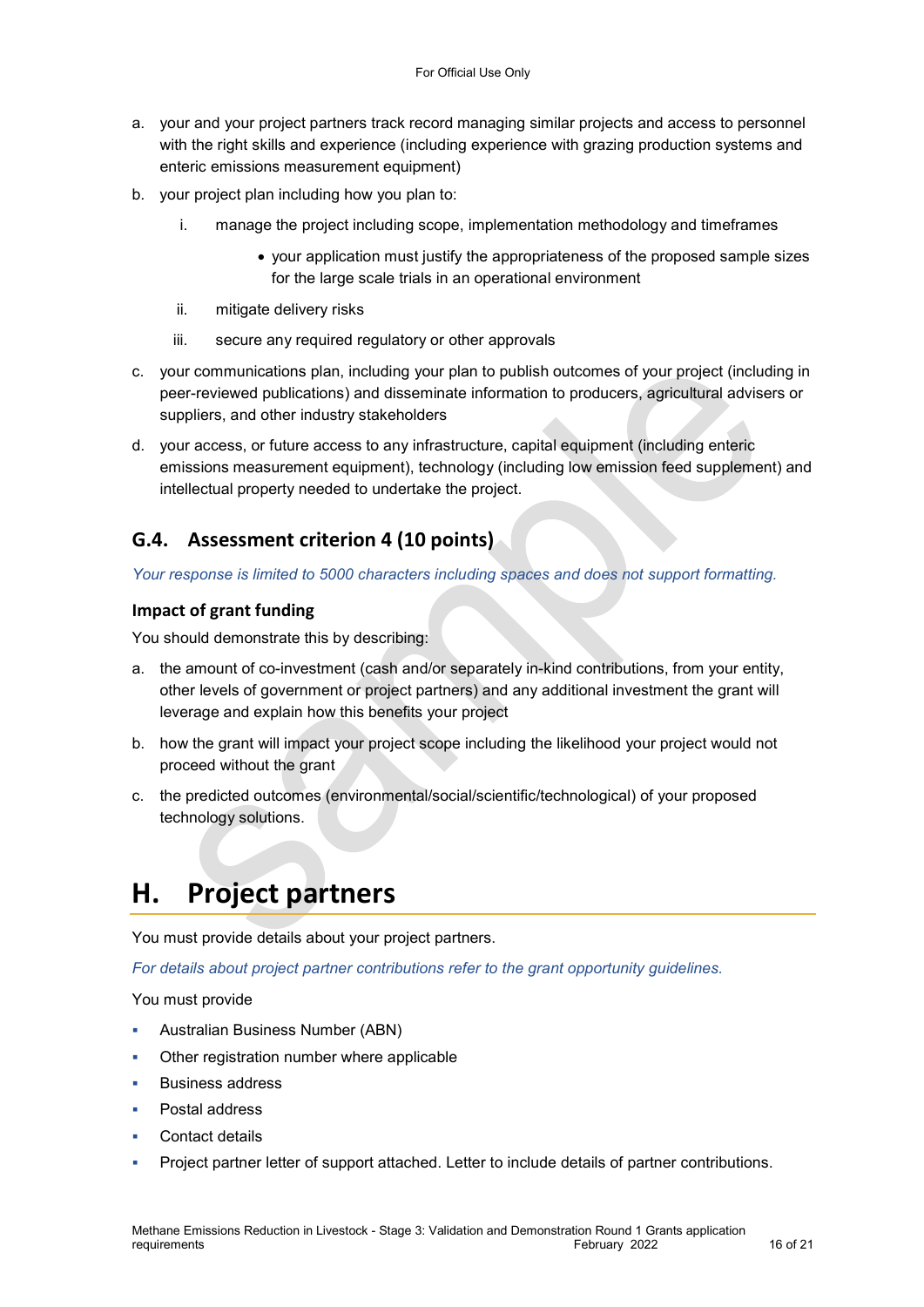a. your and your project partners track record managing similar projects and access to personnel with the right skills and experience (including experience with grazing production systems and enteric emissions measurement equipment)

b. your project plan including how you plan to:

   i. manage the project including scope, implementation methodology and timeframes

      - your application must justify the appropriateness of the proposed sample sizes for the large scale trials in an operational environment

   ii. mitigate delivery risks

   iii. secure any required regulatory or other approvals

c. your communications plan, including your plan to publish outcomes of your project (including in peer-reviewed publications) and disseminate information to producers, agricultural advisers or suppliers, and other industry stakeholders

d. your access, or future access to any infrastructure, capital equipment (including enteric emissions measurement equipment), technology (including low emission feed supplement) and intellectual property needed to undertake the project.

### G.4. Assessment criterion 4 (10 points)

*Your response is limited to 5000 characters including spaces and does not support formatting.*

#### Impact of grant funding

You should demonstrate this by describing:

a. the amount of co-investment (cash and/or separately in-kind contributions, from your entity, other levels of government or project partners) and any additional investment the grant will leverage and explain how this benefits your project

b. how the grant will impact your project scope including the likelihood your project would not proceed without the grant

c. the predicted outcomes (environmental/social/scientific/technological) of your proposed technology solutions.

## H. Project partners

You must provide details about your project partners.

*For details about project partner contributions refer to the grant opportunity guidelines.*

You must provide

- Australian Business Number (ABN)
- Other registration number where applicable
- Business address
- Postal address
- Contact details
- Project partner letter of support attached. Letter to include details of partner contributions.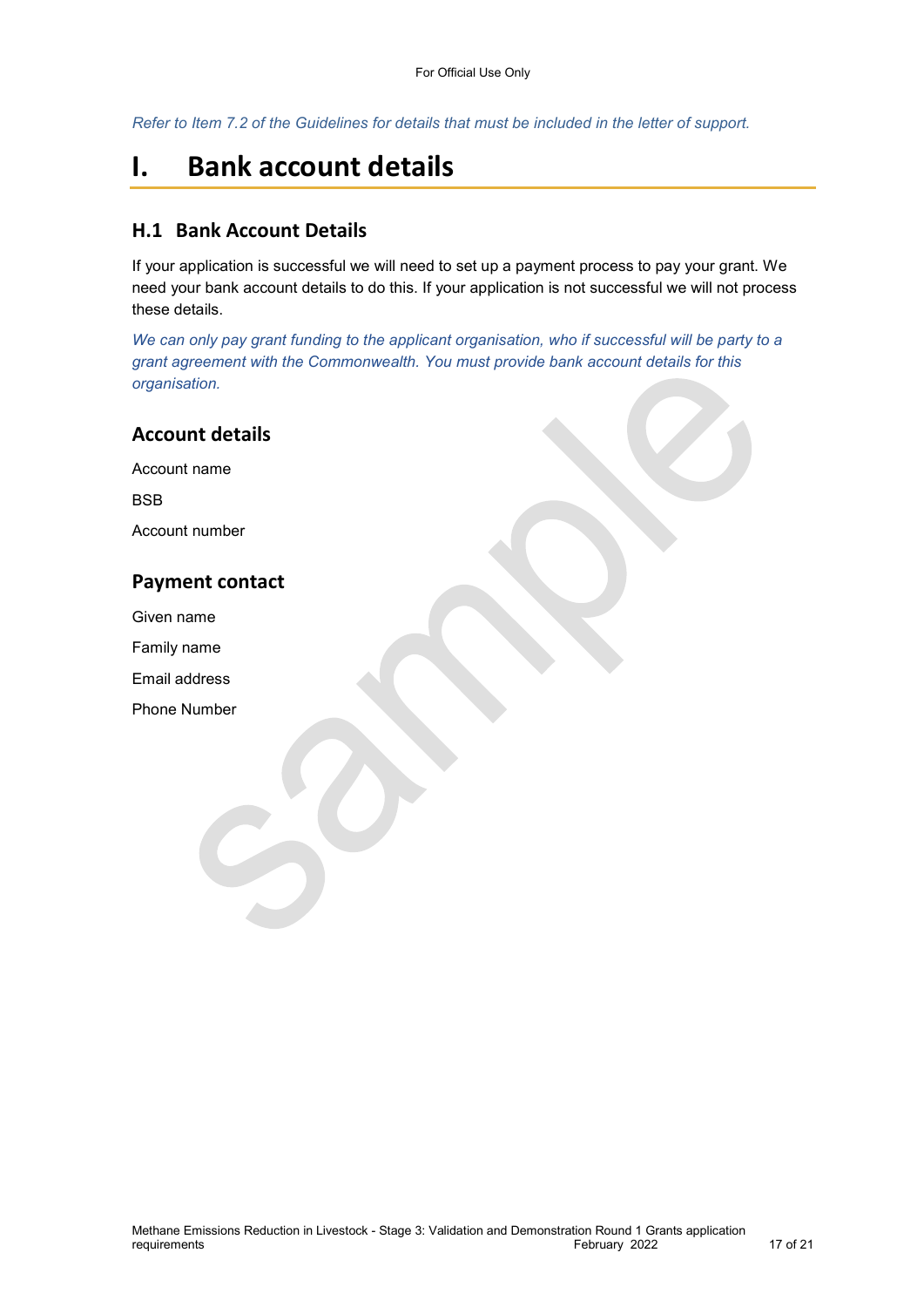*Refer to Item 7.2 of the Guidelines for details that must be included in the letter of support.*

# I. Bank account details

## H.1 Bank Account Details

If your application is successful we will need to set up a payment process to pay your grant. We need your bank account details to do this. If your application is not successful we will not process these details.

*We can only pay grant funding to the applicant organisation, who if successful will be party to a grant agreement with the Commonwealth. You must provide bank account details for this organisation.*

### Account details

Account name

BSB

Account number

### Payment contact

Given name

Family name

Email address

Phone Number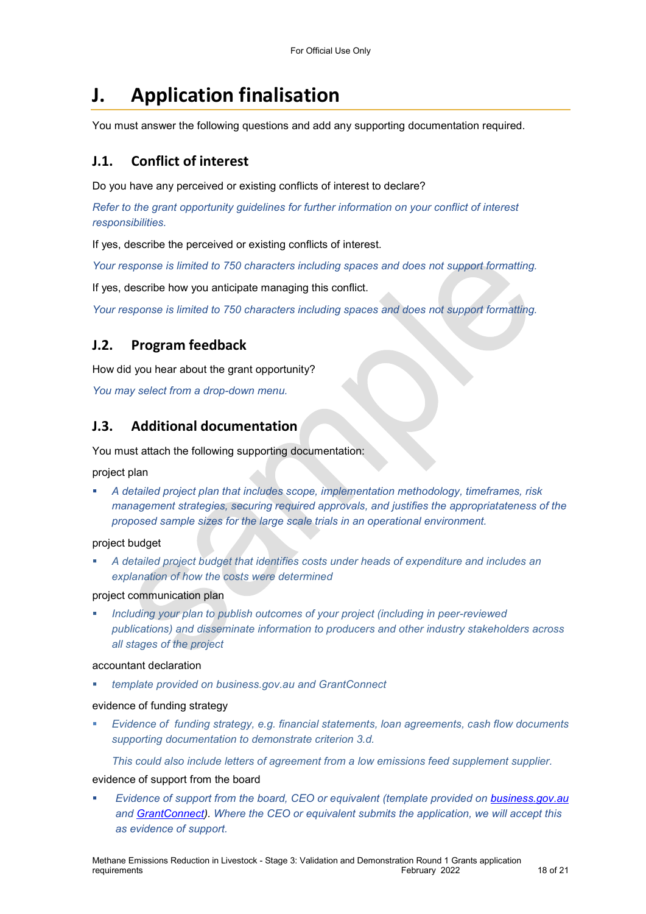# J. Application finalisation

You must answer the following questions and add any supporting documentation required.

## J.1. Conflict of interest

Do you have any perceived or existing conflicts of interest to declare?

*Refer to the grant opportunity guidelines for further information on your conflict of interest responsibilities.*

If yes, describe the perceived or existing conflicts of interest.

*Your response is limited to 750 characters including spaces and does not support formatting.*

If yes, describe how you anticipate managing this conflict.

*Your response is limited to 750 characters including spaces and does not support formatting.*

## J.2. Program feedback

How did you hear about the grant opportunity?

*You may select from a drop-down menu.*

## J.3. Additional documentation

You must attach the following supporting documentation:

project plan

- *A detailed project plan that includes scope, implementation methodology, timeframes, risk management strategies, securing required approvals, and justifies the appropriatateness of the proposed sample sizes for the large scale trials in an operational environment.*

project budget

- *A detailed project budget that identifies costs under heads of expenditure and includes an explanation of how the costs were determined*

project communication plan

- *Including your plan to publish outcomes of your project (including in peer-reviewed publications) and disseminate information to producers and other industry stakeholders across all stages of the project*

accountant declaration

- *template provided on business.gov.au and GrantConnect*

evidence of funding strategy

- *Evidence of funding strategy, e.g. financial statements, loan agreements, cash flow documents supporting documentation to demonstrate criterion 3.d.*

  *This could also include letters of agreement from a low emissions feed supplement supplier.*

evidence of support from the board

- *Evidence of support from the board, CEO or equivalent (template provided on business.gov.au and GrantConnect). Where the CEO or equivalent submits the application, we will accept this as evidence of support.*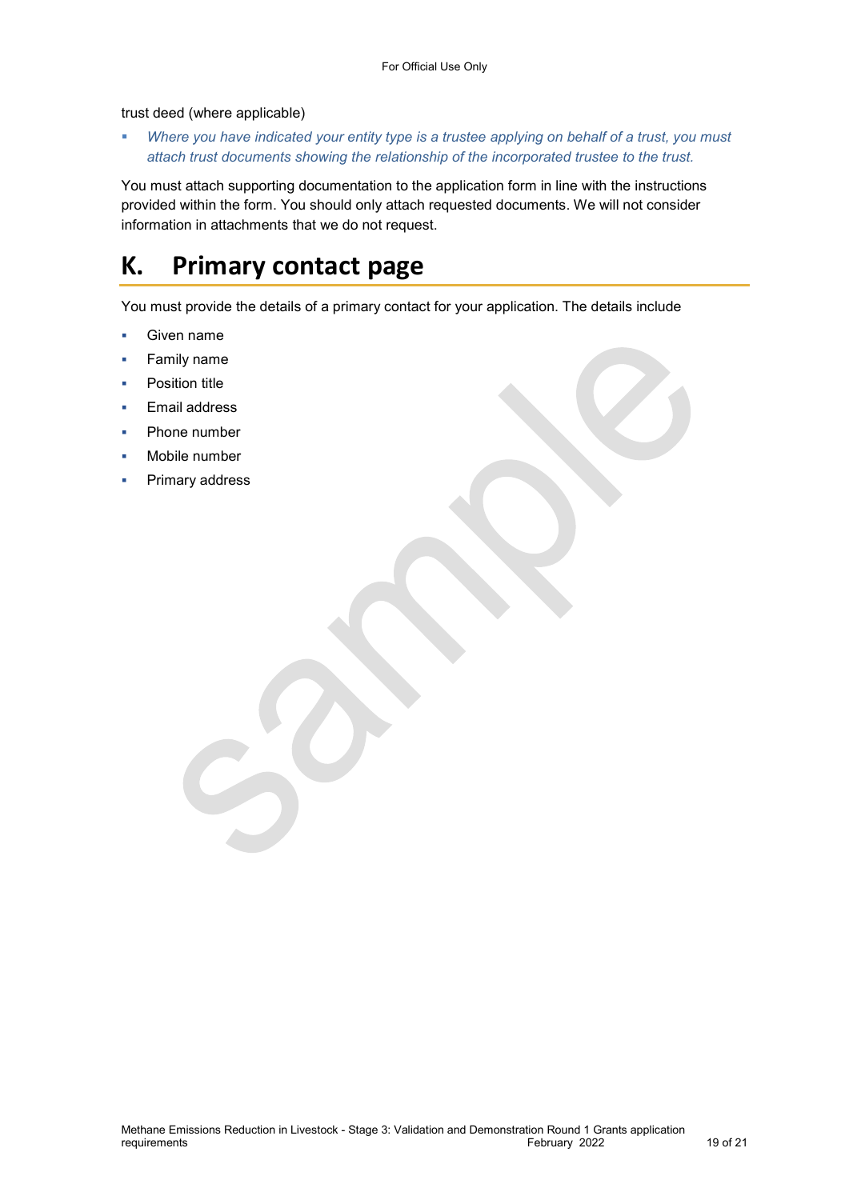trust deed (where applicable)

- *Where you have indicated your entity type is a trustee applying on behalf of a trust, you must attach trust documents showing the relationship of the incorporated trustee to the trust.*

You must attach supporting documentation to the application form in line with the instructions provided within the form. You should only attach requested documents. We will not consider information in attachments that we do not request.

# K. Primary contact page

You must provide the details of a primary contact for your application. The details include

- Given name
- Family name
- Position title
- Email address
- Phone number
- Mobile number
- Primary address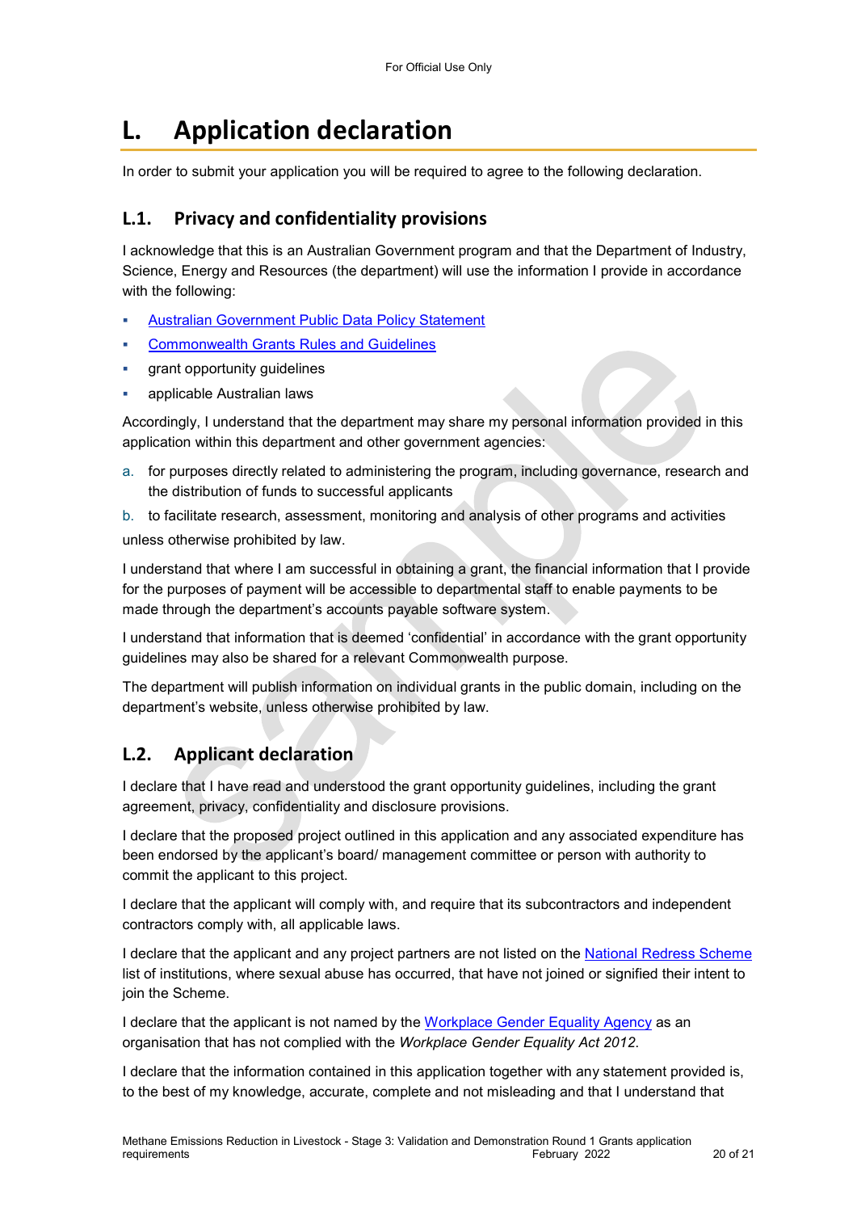# L. Application declaration

In order to submit your application you will be required to agree to the following declaration.

## L.1. Privacy and confidentiality provisions

I acknowledge that this is an Australian Government program and that the Department of Industry, Science, Energy and Resources (the department) will use the information I provide in accordance with the following:

- Australian Government Public Data Policy Statement
- Commonwealth Grants Rules and Guidelines
- grant opportunity guidelines
- applicable Australian laws

Accordingly, I understand that the department may share my personal information provided in this application within this department and other government agencies:

a. for purposes directly related to administering the program, including governance, research and the distribution of funds to successful applicants

b. to facilitate research, assessment, monitoring and analysis of other programs and activities

unless otherwise prohibited by law.

I understand that where I am successful in obtaining a grant, the financial information that I provide for the purposes of payment will be accessible to departmental staff to enable payments to be made through the department's accounts payable software system.

I understand that information that is deemed 'confidential' in accordance with the grant opportunity guidelines may also be shared for a relevant Commonwealth purpose.

The department will publish information on individual grants in the public domain, including on the department's website, unless otherwise prohibited by law.

## L.2. Applicant declaration

I declare that I have read and understood the grant opportunity guidelines, including the grant agreement, privacy, confidentiality and disclosure provisions.

I declare that the proposed project outlined in this application and any associated expenditure has been endorsed by the applicant's board/ management committee or person with authority to commit the applicant to this project.

I declare that the applicant will comply with, and require that its subcontractors and independent contractors comply with, all applicable laws.

I declare that the applicant and any project partners are not listed on the National Redress Scheme list of institutions, where sexual abuse has occurred, that have not joined or signified their intent to join the Scheme.

I declare that the applicant is not named by the Workplace Gender Equality Agency as an organisation that has not complied with the *Workplace Gender Equality Act 2012*.

I declare that the information contained in this application together with any statement provided is, to the best of my knowledge, accurate, complete and not misleading and that I understand that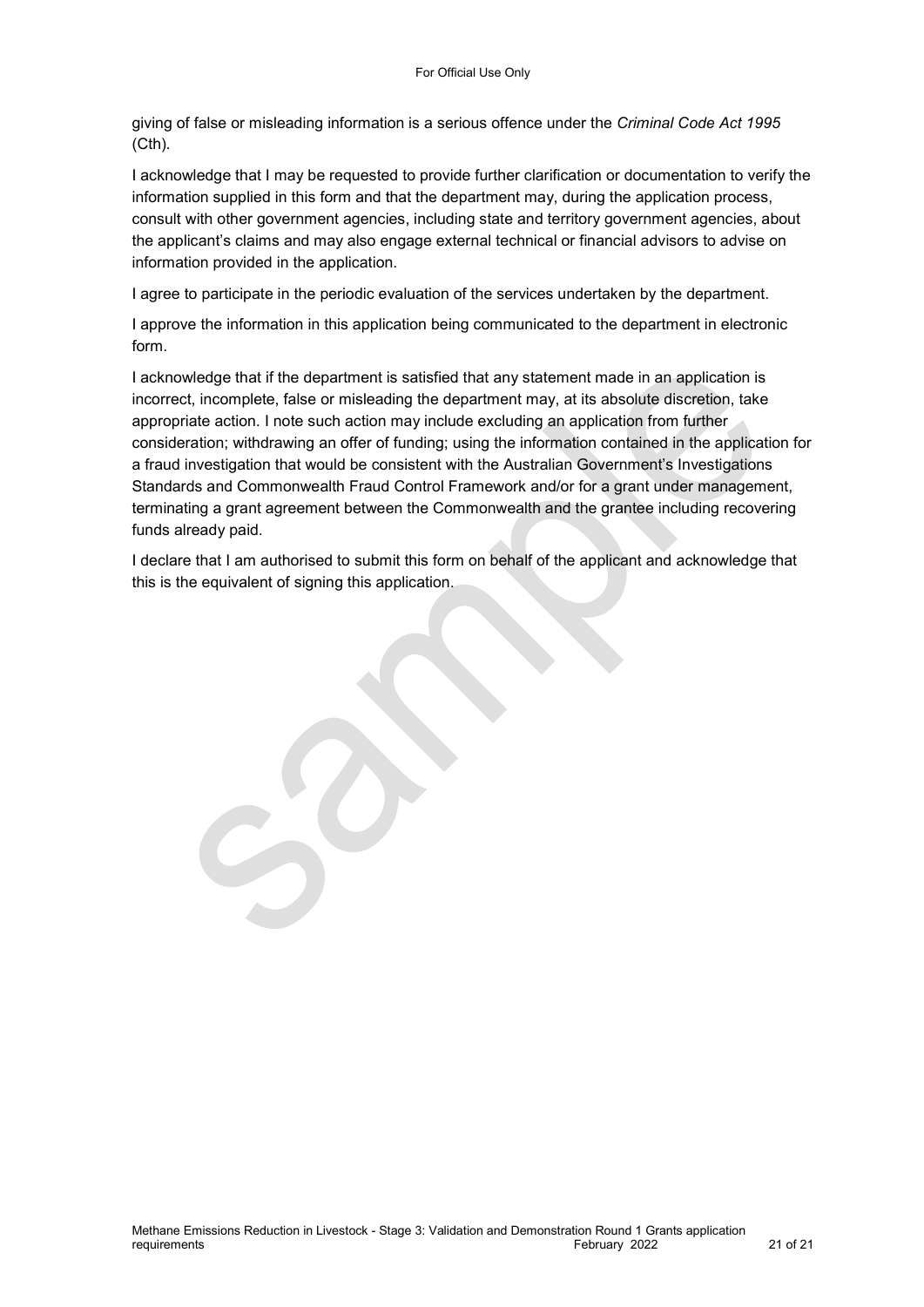giving of false or misleading information is a serious offence under the *Criminal Code Act 1995* (Cth).

I acknowledge that I may be requested to provide further clarification or documentation to verify the information supplied in this form and that the department may, during the application process, consult with other government agencies, including state and territory government agencies, about the applicant's claims and may also engage external technical or financial advisors to advise on information provided in the application.

I agree to participate in the periodic evaluation of the services undertaken by the department.

I approve the information in this application being communicated to the department in electronic form.

I acknowledge that if the department is satisfied that any statement made in an application is incorrect, incomplete, false or misleading the department may, at its absolute discretion, take appropriate action. I note such action may include excluding an application from further consideration; withdrawing an offer of funding; using the information contained in the application for a fraud investigation that would be consistent with the Australian Government's Investigations Standards and Commonwealth Fraud Control Framework and/or for a grant under management, terminating a grant agreement between the Commonwealth and the grantee including recovering funds already paid.

I declare that I am authorised to submit this form on behalf of the applicant and acknowledge that this is the equivalent of signing this application.